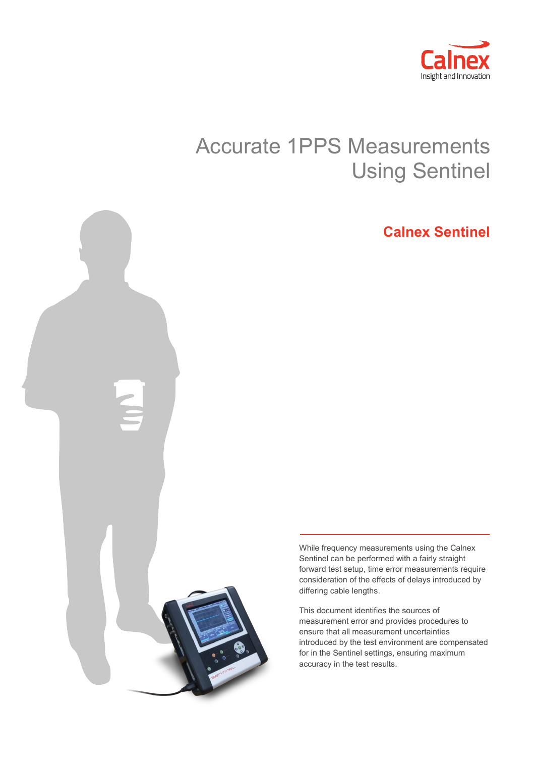Calnex
Insight and Innovation

# Accurate 1PPS Measurements Using Sentinel

## Calnex Sentinel

While frequency measurements using the Calnex Sentinel can be performed with a fairly straight forward test setup, time error measurements require consideration of the effects of delays introduced by differing cable lengths.

This document identifies the sources of measurement error and provides procedures to ensure that all measurement uncertainties introduced by the test environment are compensated for in the Sentinel settings, ensuring maximum accuracy in the test results.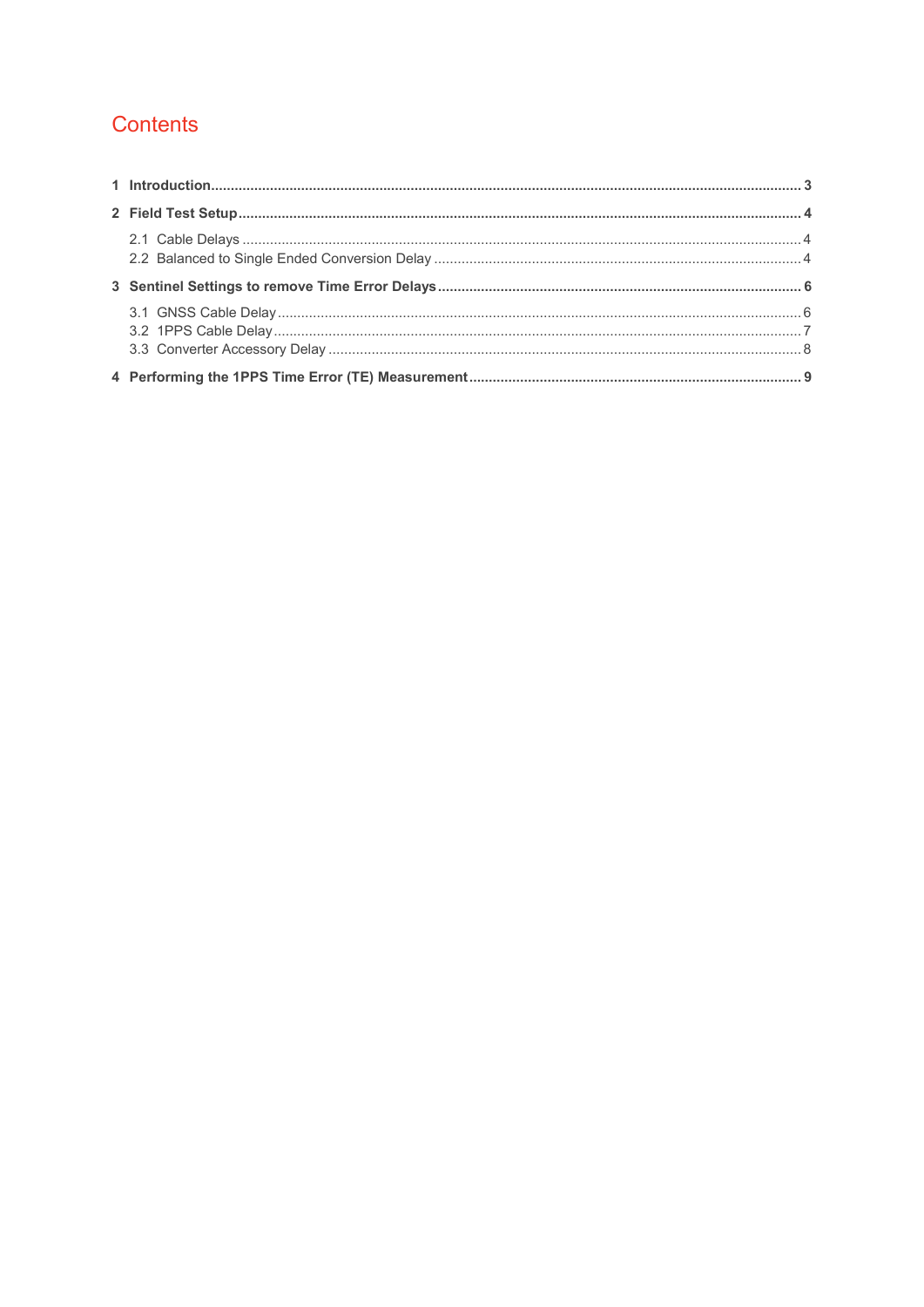# Contents

**1 Introduction** ........................................................................ **3**

**2 Field Test Setup** ........................................................................ **4**

- 2.1 Cable Delays ........................................................................ 4
- 2.2 Balanced to Single Ended Conversion Delay ........................................................................ 4

**3 Sentinel Settings to remove Time Error Delays** ........................................................................ **6**

- 3.1 GNSS Cable Delay ........................................................................ 6
- 3.2 1PPS Cable Delay ........................................................................ 7
- 3.3 Converter Accessory Delay ........................................................................ 8

**4 Performing the 1PPS Time Error (TE) Measurement** ........................................................................ **9**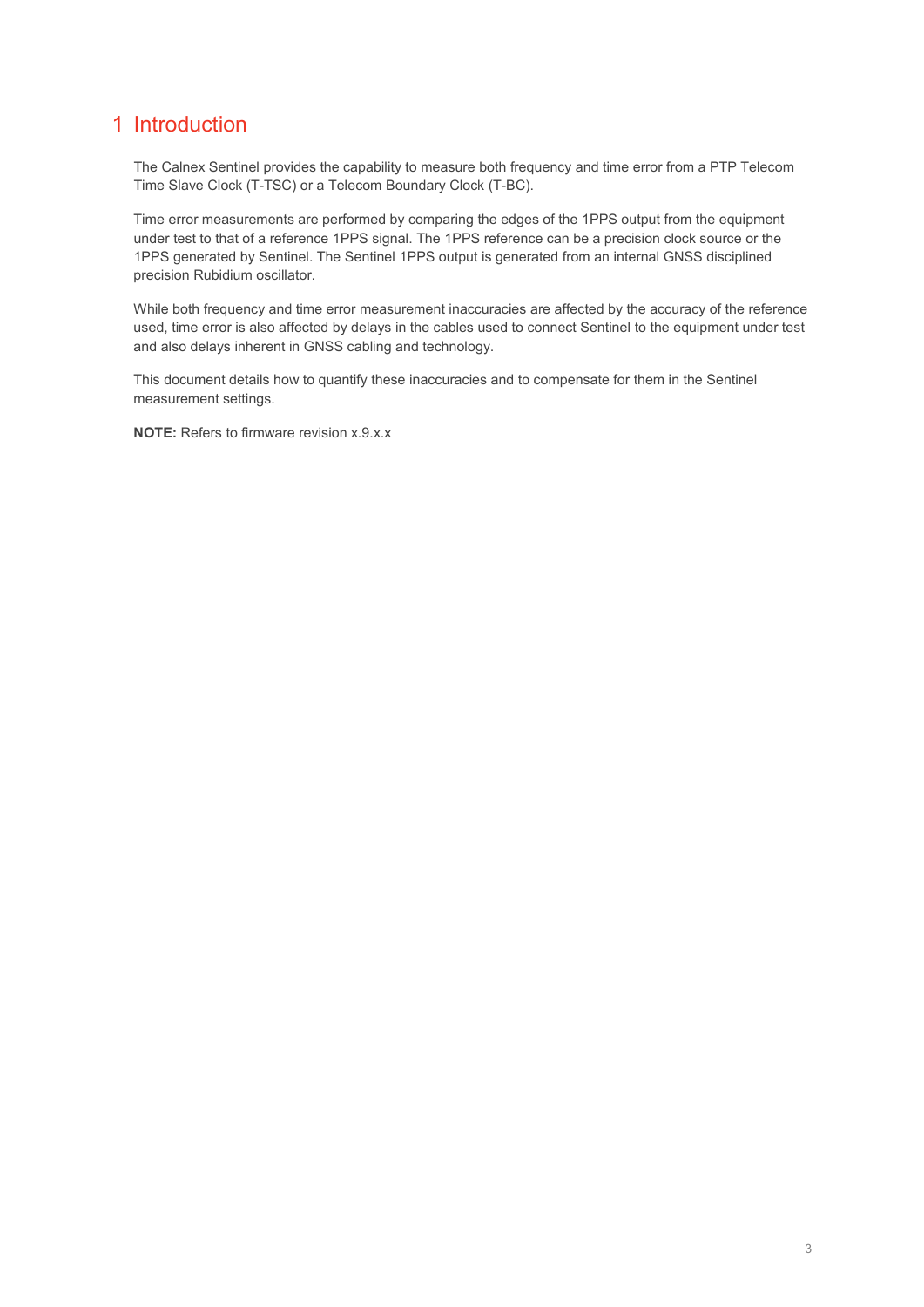# 1 Introduction

The Calnex Sentinel provides the capability to measure both frequency and time error from a PTP Telecom Time Slave Clock (T-TSC) or a Telecom Boundary Clock (T-BC).

Time error measurements are performed by comparing the edges of the 1PPS output from the equipment under test to that of a reference 1PPS signal. The 1PPS reference can be a precision clock source or the 1PPS generated by Sentinel. The Sentinel 1PPS output is generated from an internal GNSS disciplined precision Rubidium oscillator.

While both frequency and time error measurement inaccuracies are affected by the accuracy of the reference used, time error is also affected by delays in the cables used to connect Sentinel to the equipment under test and also delays inherent in GNSS cabling and technology.

This document details how to quantify these inaccuracies and to compensate for them in the Sentinel measurement settings.

**NOTE:** Refers to firmware revision x.9.x.x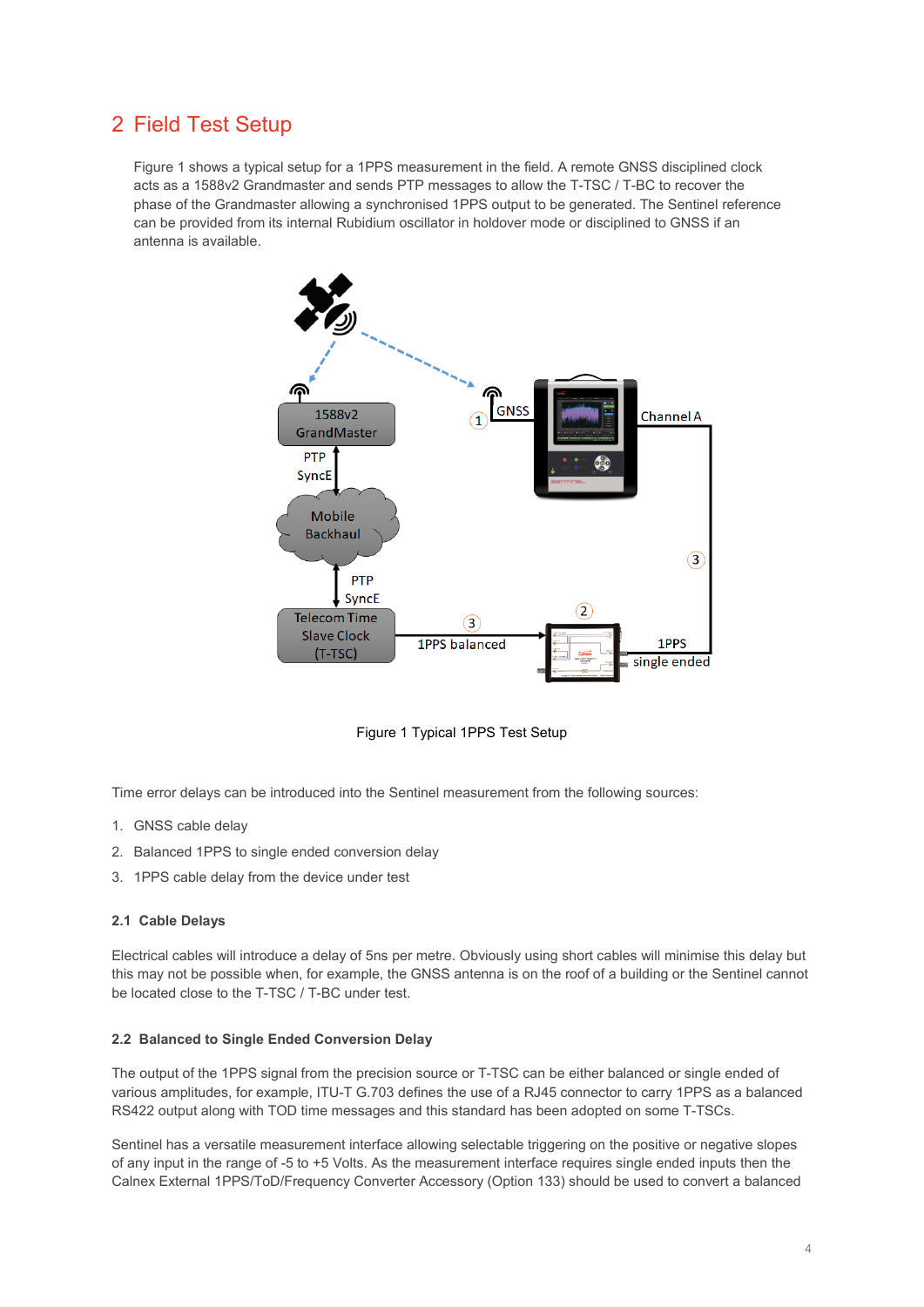## 2 Field Test Setup

Figure 1 shows a typical setup for a 1PPS measurement in the field. A remote GNSS disciplined clock acts as a 1588v2 Grandmaster and sends PTP messages to allow the T-TSC / T-BC to recover the phase of the Grandmaster allowing a synchronised 1PPS output to be generated. The Sentinel reference can be provided from its internal Rubidium oscillator in holdover mode or disciplined to GNSS if an antenna is available.

Figure 1 Typical 1PPS Test Setup

Time error delays can be introduced into the Sentinel measurement from the following sources:

1. GNSS cable delay
2. Balanced 1PPS to single ended conversion delay
3. 1PPS cable delay from the device under test

### 2.1 Cable Delays

Electrical cables will introduce a delay of 5ns per metre. Obviously using short cables will minimise this delay but this may not be possible when, for example, the GNSS antenna is on the roof of a building or the Sentinel cannot be located close to the T-TSC / T-BC under test.

### 2.2 Balanced to Single Ended Conversion Delay

The output of the 1PPS signal from the precision source or T-TSC can be either balanced or single ended of various amplitudes, for example, ITU-T G.703 defines the use of a RJ45 connector to carry 1PPS as a balanced RS422 output along with TOD time messages and this standard has been adopted on some T-TSCs.

Sentinel has a versatile measurement interface allowing selectable triggering on the positive or negative slopes of any input in the range of -5 to +5 Volts. As the measurement interface requires single ended inputs then the Calnex External 1PPS/ToD/Frequency Converter Accessory (Option 133) should be used to convert a balanced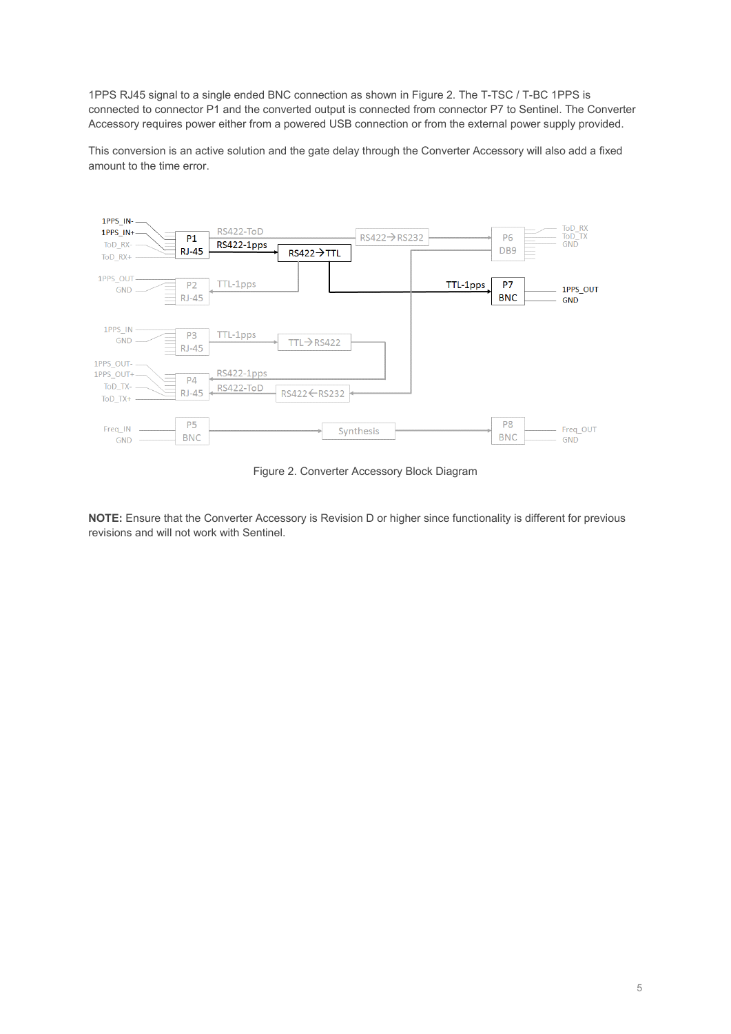1PPS RJ45 signal to a single ended BNC connection as shown in Figure 2. The T-TSC / T-BC 1PPS is connected to connector P1 and the converted output is connected from connector P7 to Sentinel. The Converter Accessory requires power either from a powered USB connection or from the external power supply provided.

This conversion is an active solution and the gate delay through the Converter Accessory will also add a fixed amount to the time error.

Figure 2. Converter Accessory Block Diagram

**NOTE:** Ensure that the Converter Accessory is Revision D or higher since functionality is different for previous revisions and will not work with Sentinel.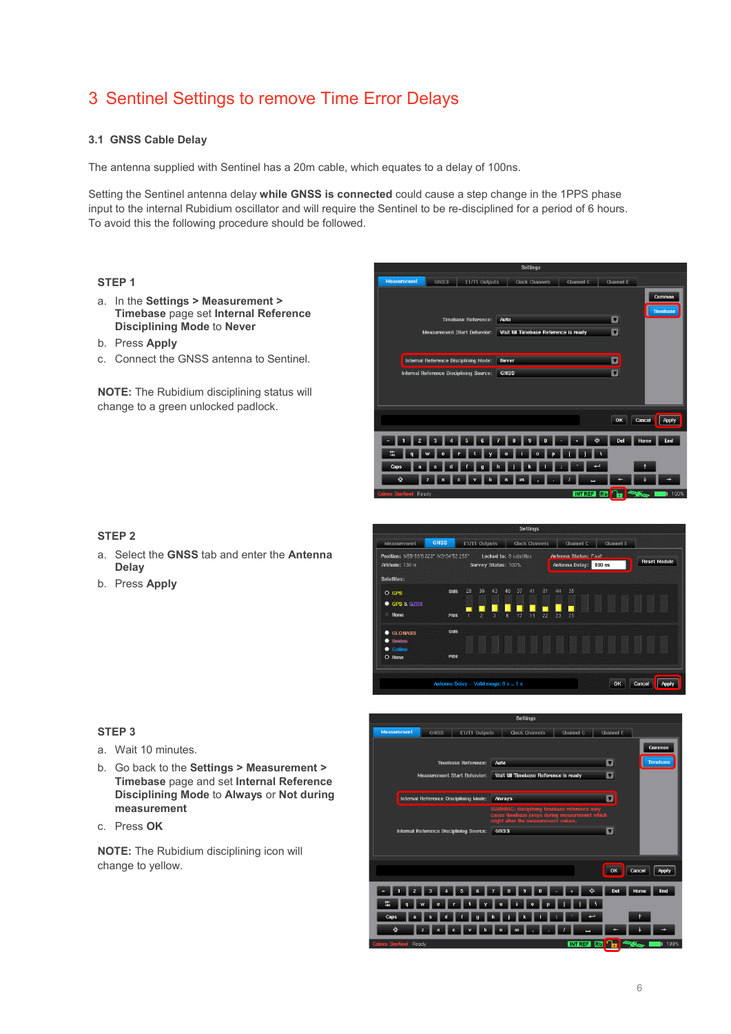# 3 Sentinel Settings to remove Time Error Delays

## 3.1 GNSS Cable Delay

The antenna supplied with Sentinel has a 20m cable, which equates to a delay of 100ns.

Setting the Sentinel antenna delay **while GNSS is connected** could cause a step change in the 1PPS phase input to the internal Rubidium oscillator and will require the Sentinel to be re-disciplined for a period of 6 hours. To avoid this the following procedure should be followed.

**STEP 1**

a. In the **Settings > Measurement > Timebase** page set **Internal Reference Disciplining Mode** to **Never**

b. Press **Apply**

c. Connect the GNSS antenna to Sentinel.

**NOTE:** The Rubidium disciplining status will change to a green unlocked padlock.

**STEP 2**

a. Select the **GNSS** tab and enter the **Antenna Delay**

b. Press **Apply**

**STEP 3**

a. Wait 10 minutes.

b. Go back to the **Settings > Measurement > Timebase** page and set **Internal Reference Disciplining Mode** to **Always** or **Not during measurement**

c. Press **OK**

**NOTE:** The Rubidium disciplining icon will change to yellow.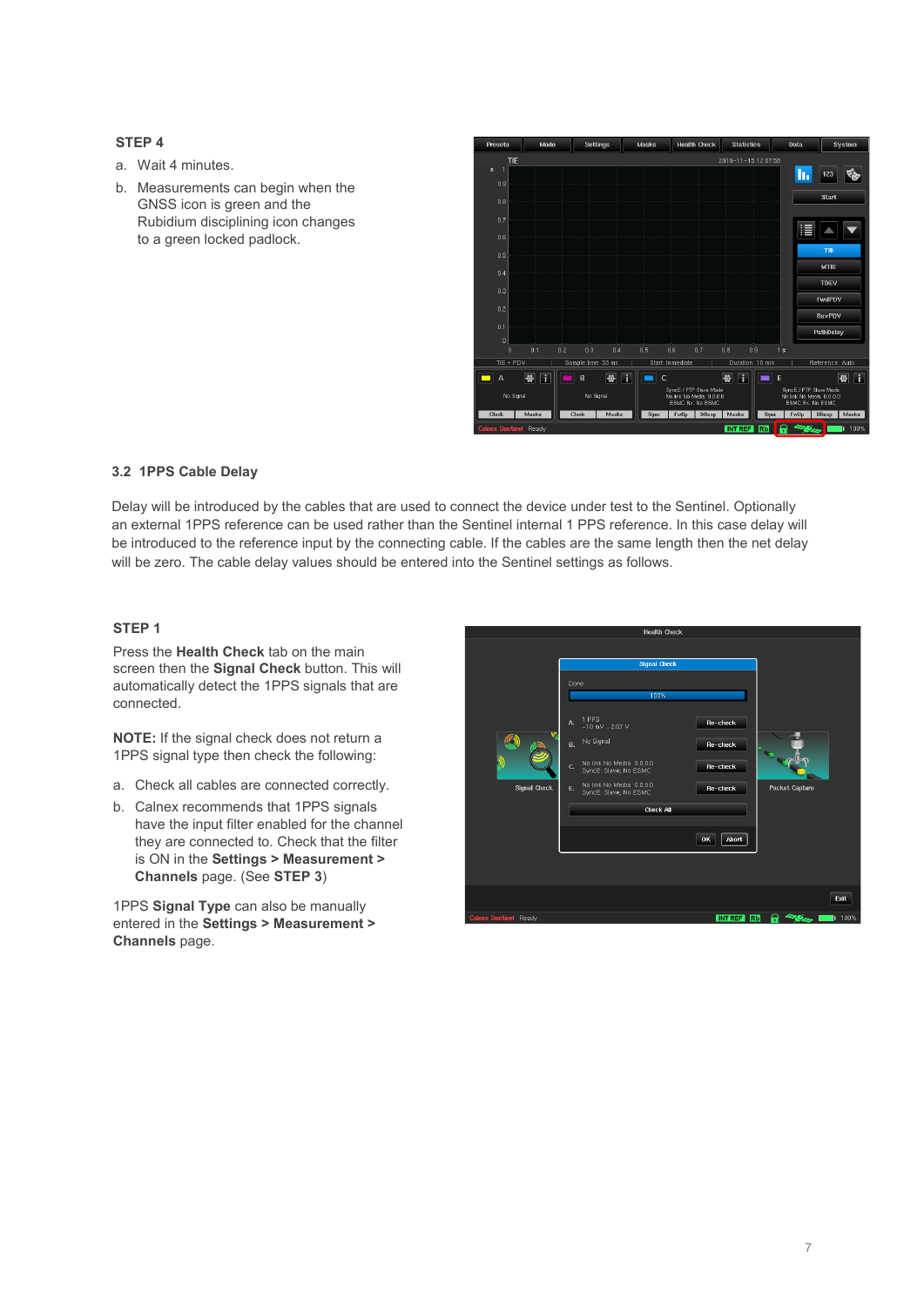**STEP 4**

a. Wait 4 minutes.

b. Measurements can begin when the GNSS icon is green and the Rubidium disciplining icon changes to a green locked padlock.

## 3.2 1PPS Cable Delay

Delay will be introduced by the cables that are used to connect the device under test to the Sentinel. Optionally an external 1PPS reference can be used rather than the Sentinel internal 1 PPS reference. In this case delay will be introduced to the reference input by the connecting cable. If the cables are the same length then the net delay will be zero. The cable delay values should be entered into the Sentinel settings as follows.

**STEP 1**

Press the **Health Check** tab on the main screen then the **Signal Check** button. This will automatically detect the 1PPS signals that are connected.

**NOTE:** If the signal check does not return a 1PPS signal type then check the following:

a. Check all cables are connected correctly.

b. Calnex recommends that 1PPS signals have the input filter enabled for the channel they are connected to. Check that the filter is ON in the **Settings > Measurement > Channels** page. (See **STEP 3**)

1PPS **Signal Type** can also be manually entered in the **Settings > Measurement > Channels** page.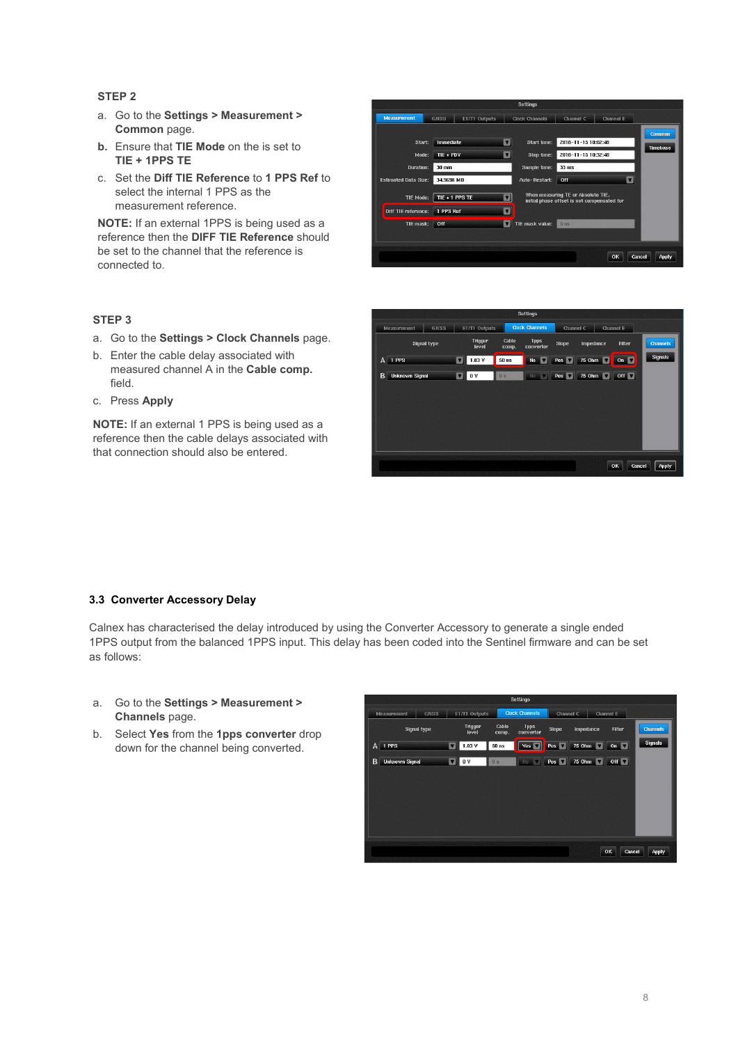**STEP 2**

a. Go to the **Settings > Measurement > Common** page.

**b.** Ensure that **TIE Mode** on the is set to **TIE + 1PPS TE**

c. Set the **Diff TIE Reference** to **1 PPS Ref** to select the internal 1 PPS as the measurement reference.

**NOTE:** If an external 1PPS is being used as a reference then the **DIFF TIE Reference** should be set to the channel that the reference is connected to.

**STEP 3**

a. Go to the **Settings > Clock Channels** page.

b. Enter the cable delay associated with measured channel A in the **Cable comp.** field.

c. Press **Apply**

**NOTE:** If an external 1 PPS is being used as a reference then the cable delays associated with that connection should also be entered.

### 3.3 Converter Accessory Delay

Calnex has characterised the delay introduced by using the Converter Accessory to generate a single ended 1PPS output from the balanced 1PPS input. This delay has been coded into the Sentinel firmware and can be set as follows:

a. Go to the **Settings > Measurement > Channels** page.

b. Select **Yes** from the **1pps converter** drop down for the channel being converted.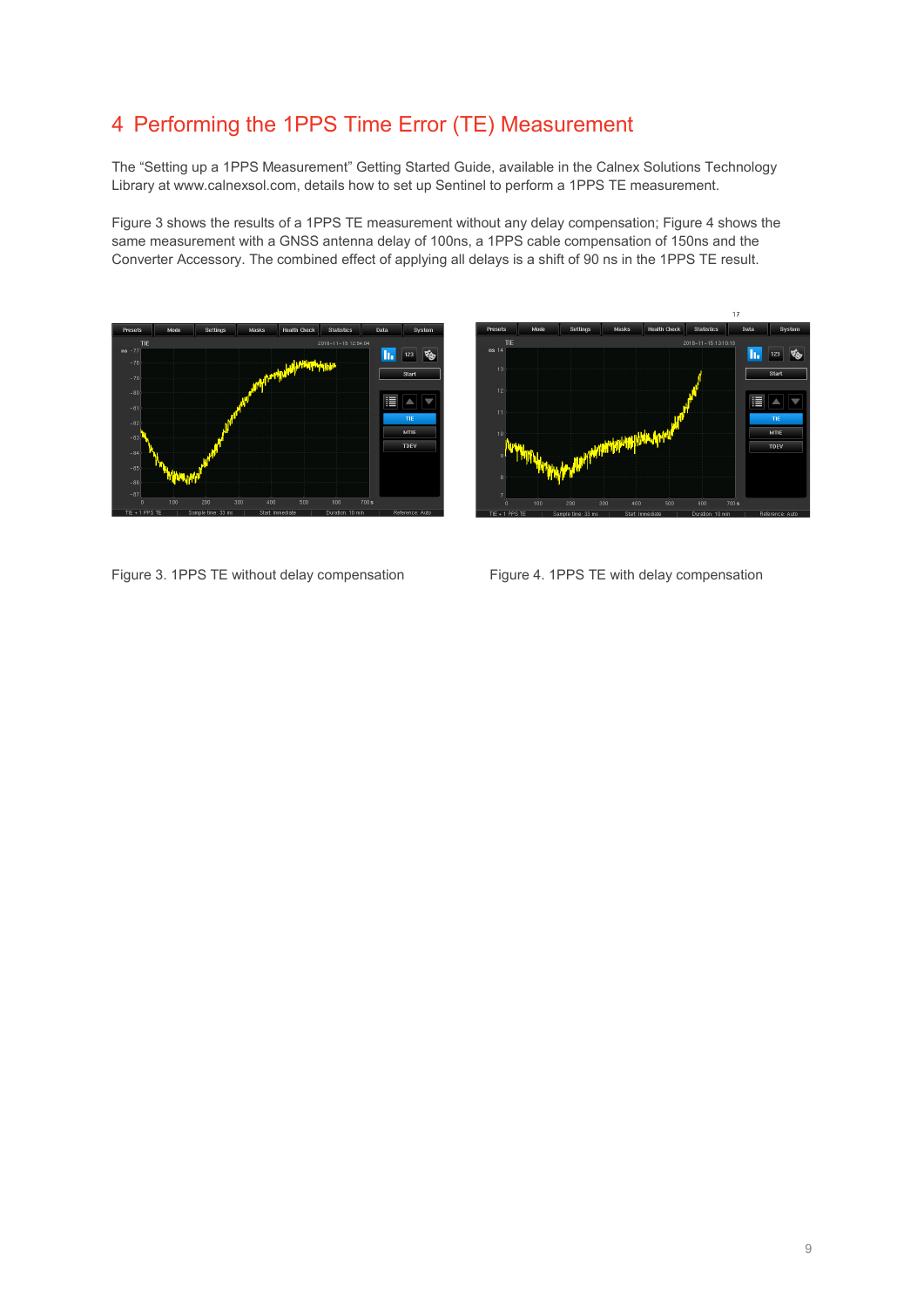# 4 Performing the 1PPS Time Error (TE) Measurement

The “Setting up a 1PPS Measurement” Getting Started Guide, available in the Calnex Solutions Technology Library at www.calnexsol.com, details how to set up Sentinel to perform a 1PPS TE measurement.

Figure 3 shows the results of a 1PPS TE measurement without any delay compensation; Figure 4 shows the same measurement with a GNSS antenna delay of 100ns, a 1PPS cable compensation of 150ns and the Converter Accessory. The combined effect of applying all delays is a shift of 90 ns in the 1PPS TE result.

Figure 3. 1PPS TE without delay compensation

Figure 4. 1PPS TE with delay compensation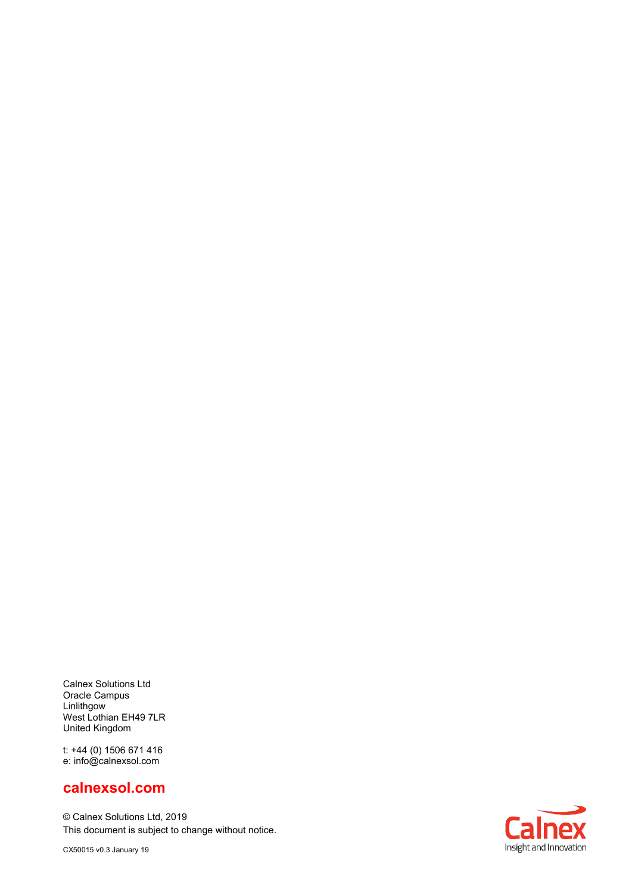Calnex Solutions Ltd
Oracle Campus
Linlithgow
West Lothian EH49 7LR
United Kingdom

t: +44 (0) 1506 671 416
e: info@calnexsol.com

**calnexsol.com**

© Calnex Solutions Ltd, 2019
This document is subject to change without notice.

CX50015 v0.3 January 19

Calnex
Insight and Innovation